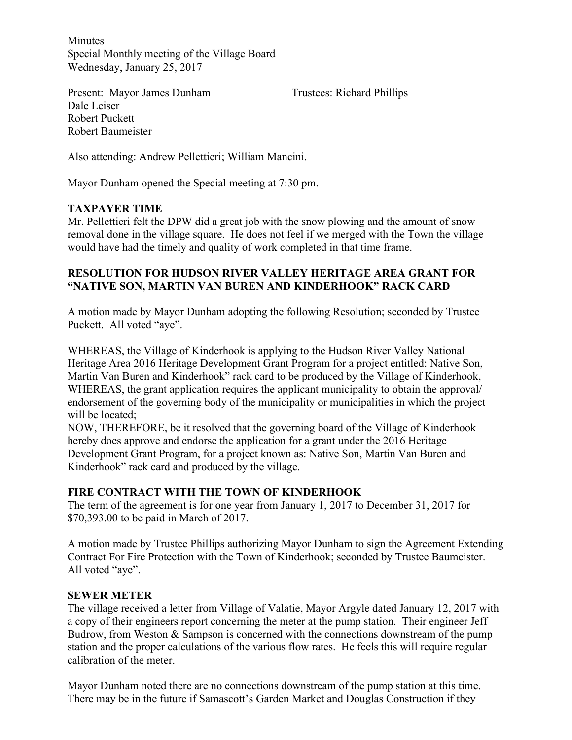Minutes
Special Monthly meeting of the Village Board
Wednesday, January 25, 2017

Present: Mayor James Dunham Trustees: Richard Phillips
Dale Leiser
Robert Puckett
Robert Baumeister

Also attending: Andrew Pellettieri; William Mancini.

Mayor Dunham opened the Special meeting at 7:30 pm.

**TAXPAYER TIME**

Mr. Pellettieri felt the DPW did a great job with the snow plowing and the amount of snow removal done in the village square. He does not feel if we merged with the Town the village would have had the timely and quality of work completed in that time frame.

**RESOLUTION FOR HUDSON RIVER VALLEY HERITAGE AREA GRANT FOR "NATIVE SON, MARTIN VAN BUREN AND KINDERHOOK" RACK CARD**

A motion made by Mayor Dunham adopting the following Resolution; seconded by Trustee Puckett. All voted "aye".

WHEREAS, the Village of Kinderhook is applying to the Hudson River Valley National Heritage Area 2016 Heritage Development Grant Program for a project entitled: Native Son, Martin Van Buren and Kinderhook" rack card to be produced by the Village of Kinderhook,
WHEREAS, the grant application requires the applicant municipality to obtain the approval/ endorsement of the governing body of the municipality or municipalities in which the project will be located;
NOW, THEREFORE, be it resolved that the governing board of the Village of Kinderhook hereby does approve and endorse the application for a grant under the 2016 Heritage Development Grant Program, for a project known as: Native Son, Martin Van Buren and Kinderhook" rack card and produced by the village.

**FIRE CONTRACT WITH THE TOWN OF KINDERHOOK**

The term of the agreement is for one year from January 1, 2017 to December 31, 2017 for $70,393.00 to be paid in March of 2017.

A motion made by Trustee Phillips authorizing Mayor Dunham to sign the Agreement Extending Contract For Fire Protection with the Town of Kinderhook; seconded by Trustee Baumeister. All voted "aye".

**SEWER METER**

The village received a letter from Village of Valatie, Mayor Argyle dated January 12, 2017 with a copy of their engineers report concerning the meter at the pump station. Their engineer Jeff Budrow, from Weston & Sampson is concerned with the connections downstream of the pump station and the proper calculations of the various flow rates. He feels this will require regular calibration of the meter.

Mayor Dunham noted there are no connections downstream of the pump station at this time. There may be in the future if Samascott's Garden Market and Douglas Construction if they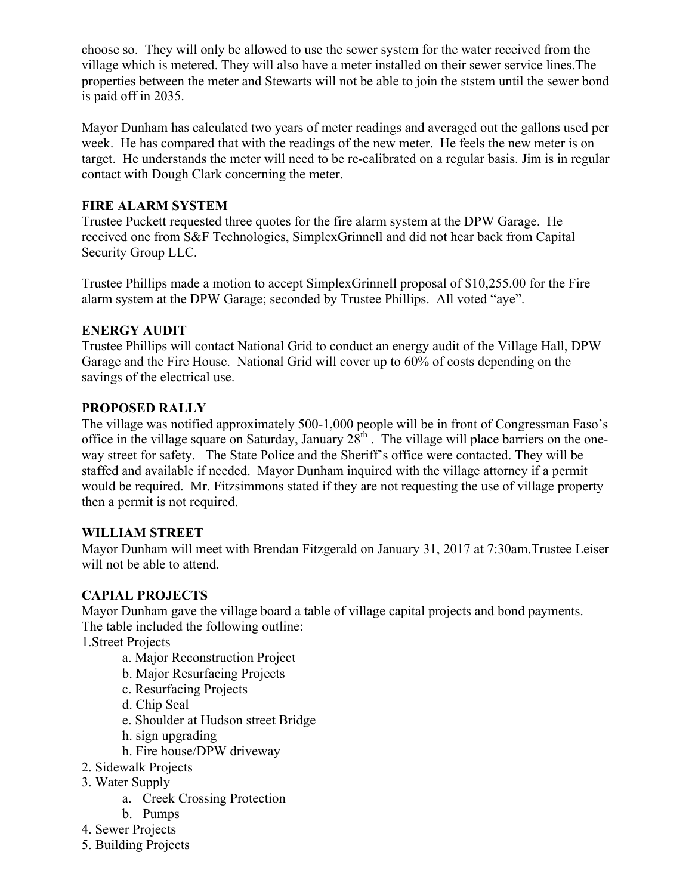choose so. They will only be allowed to use the sewer system for the water received from the village which is metered. They will also have a meter installed on their sewer service lines.The properties between the meter and Stewarts will not be able to join the ststem until the sewer bond is paid off in 2035.

Mayor Dunham has calculated two years of meter readings and averaged out the gallons used per week. He has compared that with the readings of the new meter. He feels the new meter is on target. He understands the meter will need to be re-calibrated on a regular basis. Jim is in regular contact with Dough Clark concerning the meter.

**FIRE ALARM SYSTEM**

Trustee Puckett requested three quotes for the fire alarm system at the DPW Garage. He received one from S&F Technologies, SimplexGrinnell and did not hear back from Capital Security Group LLC.

Trustee Phillips made a motion to accept SimplexGrinnell proposal of $10,255.00 for the Fire alarm system at the DPW Garage; seconded by Trustee Phillips. All voted "aye".

**ENERGY AUDIT**

Trustee Phillips will contact National Grid to conduct an energy audit of the Village Hall, DPW Garage and the Fire House. National Grid will cover up to 60% of costs depending on the savings of the electrical use.

**PROPOSED RALLY**

The village was notified approximately 500-1,000 people will be in front of Congressman Faso's office in the village square on Saturday, January 28th . The village will place barriers on the one-way street for safety. The State Police and the Sheriff's office were contacted. They will be staffed and available if needed. Mayor Dunham inquired with the village attorney if a permit would be required. Mr. Fitzsimmons stated if they are not requesting the use of village property then a permit is not required.

**WILLIAM STREET**

Mayor Dunham will meet with Brendan Fitzgerald on January 31, 2017 at 7:30am.Trustee Leiser will not be able to attend.

**CAPIAL PROJECTS**

Mayor Dunham gave the village board a table of village capital projects and bond payments. The table included the following outline:

1.Street Projects
 - a. Major Reconstruction Project
 - b. Major Resurfacing Projects
 - c. Resurfacing Projects
 - d. Chip Seal
 - e. Shoulder at Hudson street Bridge
 - h. sign upgrading
 - h. Fire house/DPW driveway

2. Sidewalk Projects
3. Water Supply
 - a. Creek Crossing Protection
 - b. Pumps

4. Sewer Projects
5. Building Projects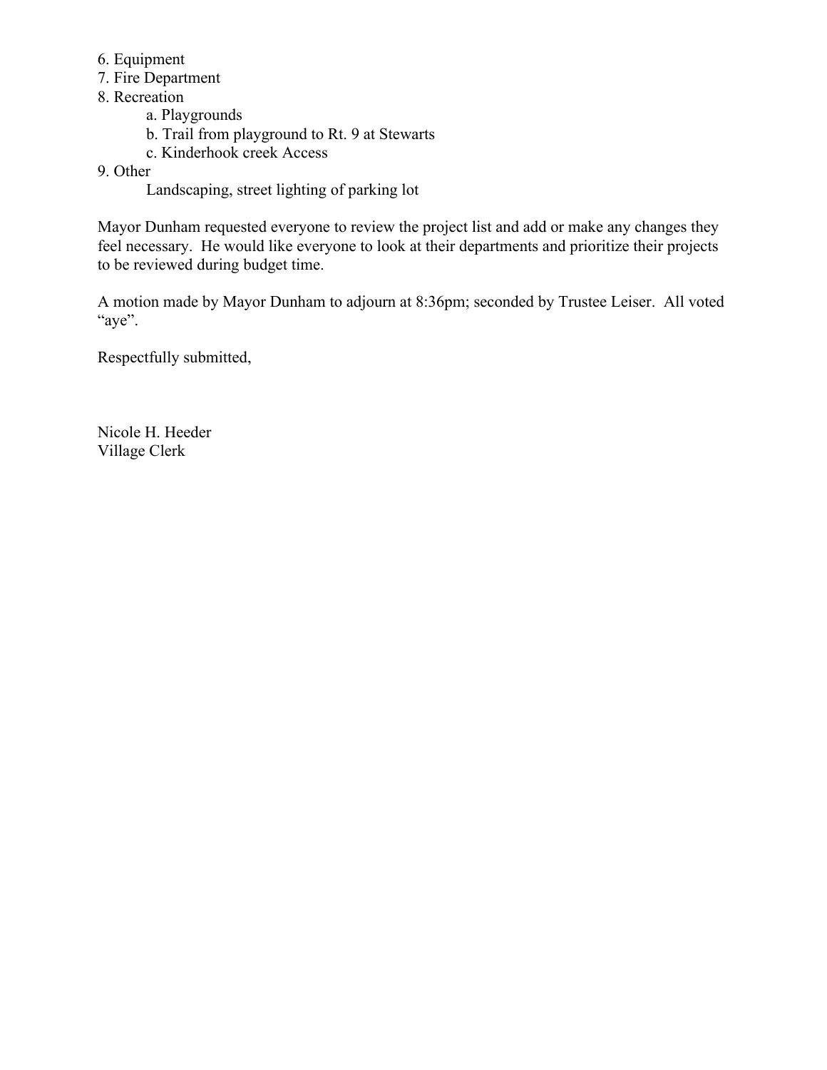6. Equipment
7. Fire Department
8. Recreation
    a. Playgrounds
    b. Trail from playground to Rt. 9 at Stewarts
    c. Kinderhook creek Access
9. Other
    Landscaping, street lighting of parking lot

Mayor Dunham requested everyone to review the project list and add or make any changes they feel necessary. He would like everyone to look at their departments and prioritize their projects to be reviewed during budget time.

A motion made by Mayor Dunham to adjourn at 8:36pm; seconded by Trustee Leiser. All voted "aye".

Respectfully submitted,

Nicole H. Heeder
Village Clerk